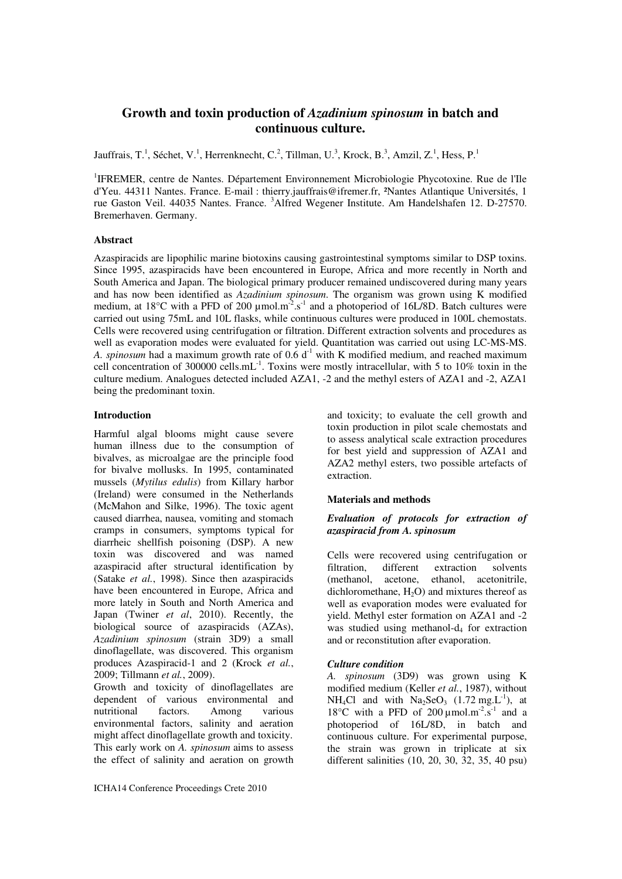# Growth and toxin production of *Azadinium spinosum* in batch and continuous culture.

Jauffrais, T.[1], Séchet, V.[1], Herrenknecht, C.[2], Tillman, U.[3], Krock, B.[3], Amzil, Z.[1], Hess, P.[1]

[1]IFREMER, centre de Nantes. Département Environnement Microbiologie Phycotoxine. Rue de l'Ile d'Yeu. 44311 Nantes. France. E-mail : thierry.jauffrais@ifremer.fr, [2]Nantes Atlantique Universités, 1 rue Gaston Veil. 44035 Nantes. France. [3]Alfred Wegener Institute. Am Handelshafen 12. D-27570. Bremerhaven. Germany.

### Abstract

Azaspiracids are lipophilic marine biotoxins causing gastrointestinal symptoms similar to DSP toxins. Since 1995, azaspiracids have been encountered in Europe, Africa and more recently in North and South America and Japan. The biological primary producer remained undiscovered during many years and has now been identified as *Azadinium spinosum*. The organism was grown using K modified medium, at 18°C with a PFD of 200 µmol.m$^{-2}$.s$^{-1}$ and a photoperiod of 16L/8D. Batch cultures were carried out using 75mL and 10L flasks, while continuous cultures were produced in 100L chemostats. Cells were recovered using centrifugation or filtration. Different extraction solvents and procedures as well as evaporation modes were evaluated for yield. Quantitation was carried out using LC-MS-MS. *A. spinosum* had a maximum growth rate of 0.6 d$^{-1}$ with K modified medium, and reached maximum cell concentration of 300000 cells.mL$^{-1}$. Toxins were mostly intracellular, with 5 to 10% toxin in the culture medium. Analogues detected included AZA1, -2 and the methyl esters of AZA1 and -2, AZA1 being the predominant toxin.

### Introduction

Harmful algal blooms might cause severe human illness due to the consumption of bivalves, as microalgae are the principle food for bivalve mollusks. In 1995, contaminated mussels (*Mytilus edulis*) from Killary harbor (Ireland) were consumed in the Netherlands (McMahon and Silke, 1996). The toxic agent caused diarrhea, nausea, vomiting and stomach cramps in consumers, symptoms typical for diarrheic shellfish poisoning (DSP). A new toxin was discovered and was named azaspiracid after structural identification by (Satake *et al.*, 1998). Since then azaspiracids have been encountered in Europe, Africa and more lately in South and North America and Japan (Twiner *et al*, 2010). Recently, the biological source of azaspiracids (AZAs), *Azadinium spinosum* (strain 3D9) a small dinoflagellate, was discovered. This organism produces Azaspiracid-1 and 2 (Krock *et al.*, 2009; Tillmann *et al.*, 2009).

Growth and toxicity of dinoflagellates are dependent of various environmental and nutritional factors. Among various environmental factors, salinity and aeration might affect dinoflagellate growth and toxicity. This early work on *A. spinosum* aims to assess the effect of salinity and aeration on growth and toxicity; to evaluate the cell growth and toxin production in pilot scale chemostats and to assess analytical scale extraction procedures for best yield and suppression of AZA1 and AZA2 methyl esters, two possible artefacts of extraction.

### Materials and methods

#### *Evaluation of protocols for extraction of azaspiracid from A. spinosum*

Cells were recovered using centrifugation or filtration, different extraction solvents (methanol, acetone, ethanol, acetonitrile, dichloromethane, $H_2O$) and mixtures thereof as well as evaporation modes were evaluated for yield. Methyl ester formation on AZA1 and -2 was studied using methanol-d$_4$ for extraction and or reconstitution after evaporation.

#### *Culture condition*

*A. spinosum* (3D9) was grown using K modified medium (Keller *et al.*, 1987), without $NH_4Cl$ and with $Na_2SeO_3$ (1.72 mg.L$^{-1}$), at 18°C with a PFD of 200 µmol.m$^{-2}$.s$^{-1}$ and a photoperiod of 16L/8D, in batch and continuous culture. For experimental purpose, the strain was grown in triplicate at six different salinities (10, 20, 30, 32, 35, 40 psu)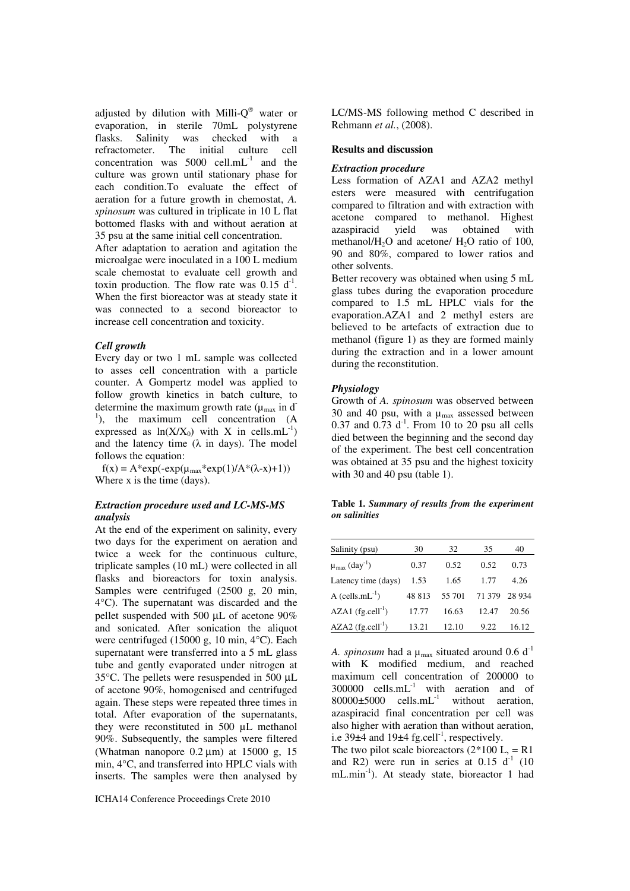adjusted by dilution with Milli-Q® water or evaporation, in sterile 70mL polystyrene flasks. Salinity was checked with a refractometer. The initial culture cell concentration was 5000 $cell.mL^{-1}$ and the culture was grown until stationary phase for each condition.To evaluate the effect of aeration for a future growth in chemostat, *A. spinosum* was cultured in triplicate in 10 L flat bottomed flasks with and without aeration at 35 psu at the same initial cell concentration.

After adaptation to aeration and agitation the microalgae were inoculated in a 100 L medium scale chemostat to evaluate cell growth and toxin production. The flow rate was 0.15 $d^{-1}$. When the first bioreactor was at steady state it was connected to a second bioreactor to increase cell concentration and toxicity.

### *Cell growth*

Every day or two 1 mL sample was collected to asses cell concentration with a particle counter. A Gompertz model was applied to follow growth kinetics in batch culture, to determine the maximum growth rate ($\mu_{max}$ in $d^{-1}$), the maximum cell concentration (A expressed as $\ln(X/X_0)$ with X in $cells.mL^{-1}$) and the latency time ($\lambda$ in days). The model follows the equation:

$$f(x) = A*\exp(-\exp(\mu_{max}*\exp(1)/A*(\lambda-x)+1))$$

Where x is the time (days).

### *Extraction procedure used and LC-MS-MS analysis*

At the end of the experiment on salinity, every two days for the experiment on aeration and twice a week for the continuous culture, triplicate samples (10 mL) were collected in all flasks and bioreactors for toxin analysis. Samples were centrifuged (2500 g, 20 min, 4°C). The supernatant was discarded and the pellet suspended with 500 µL of acetone 90% and sonicated. After sonication the aliquot were centrifuged (15000 g, 10 min, 4°C). Each supernatant were transferred into a 5 mL glass tube and gently evaporated under nitrogen at 35°C. The pellets were resuspended in 500 µL of acetone 90%, homogenised and centrifuged again. These steps were repeated three times in total. After evaporation of the supernatants, they were reconstituted in 500 µL methanol 90%. Subsequently, the samples were filtered (Whatman nanopore 0.2 µm) at 15000 g, 15 min, 4°C, and transferred into HPLC vials with inserts. The samples were then analysed by LC/MS-MS following method C described in Rehmann *et al.*, (2008).

## Results and discussion

### *Extraction procedure*

Less formation of AZA1 and AZA2 methyl esters were measured with centrifugation compared to filtration and with extraction with acetone compared to methanol. Highest azaspiracid yield was obtained with methanol/$H_2O$ and acetone/ $H_2O$ ratio of 100, 90 and 80%, compared to lower ratios and other solvents.

Better recovery was obtained when using 5 mL glass tubes during the evaporation procedure compared to 1.5 mL HPLC vials for the evaporation.AZA1 and 2 methyl esters are believed to be artefacts of extraction due to methanol (figure 1) as they are formed mainly during the extraction and in a lower amount during the reconstitution.

### *Physiology*

Growth of *A. spinosum* was observed between 30 and 40 psu, with a $\mu_{max}$ assessed between 0.37 and 0.73 $d^{-1}$. From 10 to 20 psu all cells died between the beginning and the second day of the experiment. The best cell concentration was obtained at 35 psu and the highest toxicity with 30 and 40 psu (table 1).

**Table 1.** ***Summary of results from the experiment on salinities***

| Salinity (psu) | 30 | 32 | 35 | 40 |
|---|---|---|---|---|
| $\mu_{max}$ ($day^{-1}$) | 0.37 | 0.52 | 0.52 | 0.73 |
| Latency time (days) | 1.53 | 1.65 | 1.77 | 4.26 |
| A ($cells.mL^{-1}$) | 48 813 | 55 701 | 71 379 | 28 934 |
| AZA1 ($fg.cell^{-1}$) | 17.77 | 16.63 | 12.47 | 20.56 |
| AZA2 ($fg.cell^{-1}$) | 13.21 | 12.10 | 9.22 | 16.12 |

*A. spinosum* had a $\mu_{max}$ situated around 0.6 $d^{-1}$ with K modified medium, and reached maximum cell concentration of 200000 to 300000 $cells.mL^{-1}$ with aeration and of 80000±5000 $cells.mL^{-1}$ without aeration, azaspiracid final concentration per cell was also higher with aeration than without aeration, i.e 39±4 and 19±4 $fg.cell^{-1}$, respectively.

The two pilot scale bioreactors (2*100 L, = R1 and R2) were run in series at 0.15 $d^{-1}$ (10 $mL.min^{-1}$). At steady state, bioreactor 1 had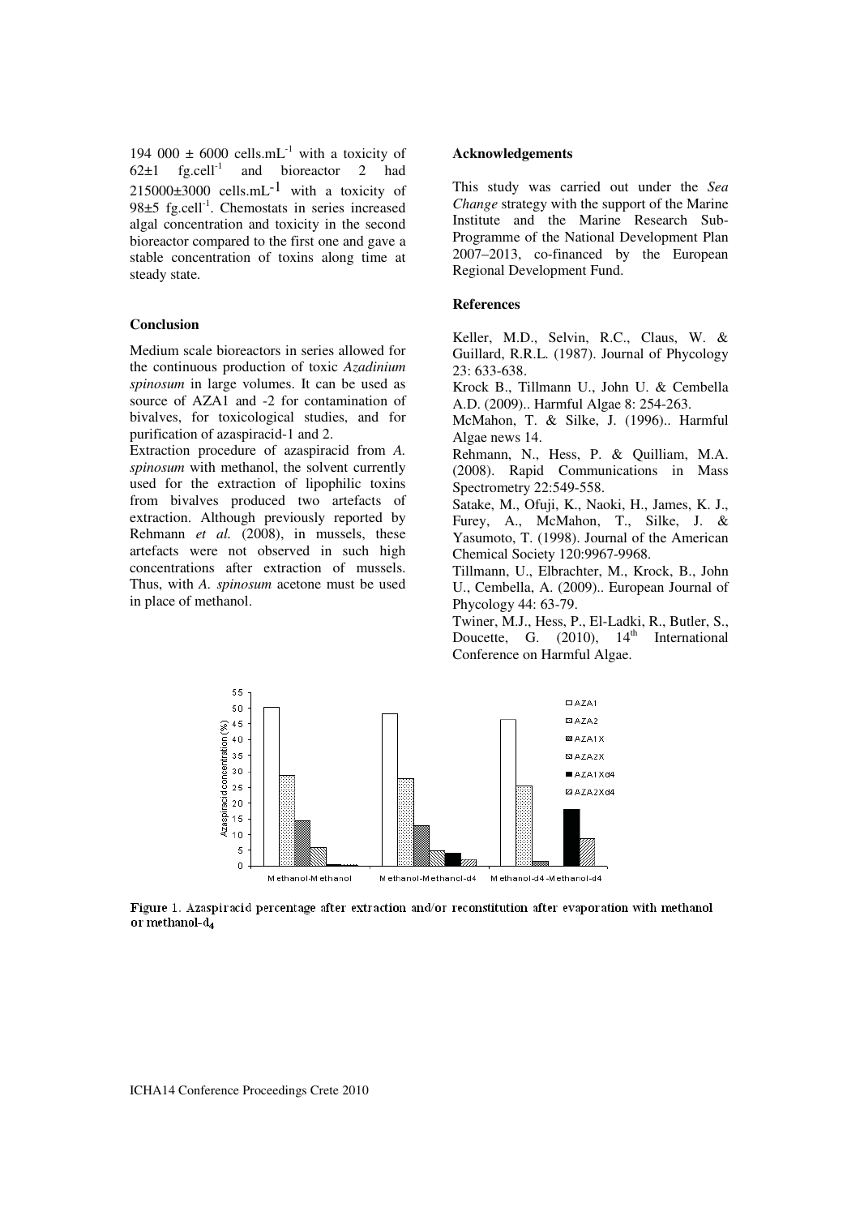194 000 ± 6000 cells.mL$^{-1}$ with a toxicity of 62±1 fg.cell$^{-1}$ and bioreactor 2 had 215000±3000 cells.mL$^{-1}$ with a toxicity of 98±5 fg.cell$^{-1}$. Chemostats in series increased algal concentration and toxicity in the second bioreactor compared to the first one and gave a stable concentration of toxins along time at steady state.

**Conclusion**

Medium scale bioreactors in series allowed for the continuous production of toxic *Azadinium spinosum* in large volumes. It can be used as source of AZA1 and -2 for contamination of bivalves, for toxicological studies, and for purification of azaspiracid-1 and 2.

Extraction procedure of azaspiracid from *A. spinosum* with methanol, the solvent currently used for the extraction of lipophilic toxins from bivalves produced two artefacts of extraction. Although previously reported by Rehmann *et al.* (2008), in mussels, these artefacts were not observed in such high concentrations after extraction of mussels. Thus, with *A. spinosum* acetone must be used in place of methanol.

**Acknowledgements**

This study was carried out under the *Sea Change* strategy with the support of the Marine Institute and the Marine Research Sub-Programme of the National Development Plan 2007–2013, co-financed by the European Regional Development Fund.

**References**

Keller, M.D., Selvin, R.C., Claus, W. & Guillard, R.R.L. (1987). Journal of Phycology 23: 633-638.

Krock B., Tillmann U., John U. & Cembella A.D. (2009).. Harmful Algae 8: 254-263.

McMahon, T. & Silke, J. (1996).. Harmful Algae news 14.

Rehmann, N., Hess, P. & Quilliam, M.A. (2008). Rapid Communications in Mass Spectrometry 22:549-558.

Satake, M., Ofuji, K., Naoki, H., James, K. J., Furey, A., McMahon, T., Silke, J. & Yasumoto, T. (1998). Journal of the American Chemical Society 120:9967-9968.

Tillmann, U., Elbrachter, M., Krock, B., John U., Cembella, A. (2009).. European Journal of Phycology 44: 63-79.

Twiner, M.J., Hess, P., El-Ladki, R., Butler, S., Doucette, G. (2010), 14$^{th}$ International Conference on Harmful Algae.

Azaspiracid concentration (%)
55
50
45
40
35
30
25
20
15
10
5
0
Methanol-Methanol
Methanol-Methanol-d4
Methanol-d4-Methanol-d4
AZA1
AZA2
AZA1X
AZA2X
AZA1Xd4
AZA2Xd4

Figure 1. Azaspiracid percentage after extraction and/or reconstitution after evaporation with methanol or methanol-$d_4$